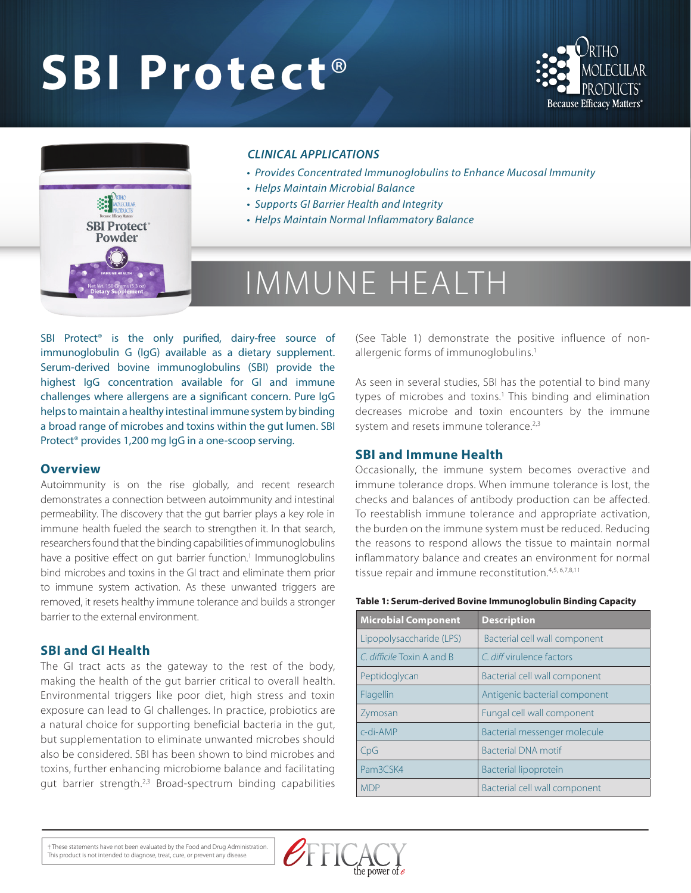# SBI Protect®

*CLINICAL APPLICATIONS*

- *Provides Concentrated Immunoglobulins to Enhance Mucosal Immunity*
- *Helps Maintain Microbial Balance*
- *Supports GI Barrier Health and Integrity*
- *Helps Maintain Normal Inflammatory Balance*

# IMMUNE HEALTH

SBI Protect® is the only purified, dairy-free source of immunoglobulin G (IgG) available as a dietary supplement. Serum-derived bovine immunoglobulins (SBI) provide the highest IgG concentration available for GI and immune challenges where allergens are a significant concern. Pure IgG helps to maintain a healthy intestinal immune system by binding a broad range of microbes and toxins within the gut lumen. SBI Protect® provides 1,200 mg IgG in a one-scoop serving.

## Overview

Autoimmunity is on the rise globally, and recent research demonstrates a connection between autoimmunity and intestinal permeability. The discovery that the gut barrier plays a key role in immune health fueled the search to strengthen it. In that search, researchers found that the binding capabilities of immunoglobulins have a positive effect on gut barrier function.[1] Immunoglobulins bind microbes and toxins in the GI tract and eliminate them prior to immune system activation. As these unwanted triggers are removed, it resets healthy immune tolerance and builds a stronger barrier to the external environment.

## SBI and GI Health

The GI tract acts as the gateway to the rest of the body, making the health of the gut barrier critical to overall health. Environmental triggers like poor diet, high stress and toxin exposure can lead to GI challenges. In practice, probiotics are a natural choice for supporting beneficial bacteria in the gut, but supplementation to eliminate unwanted microbes should also be considered. SBI has been shown to bind microbes and toxins, further enhancing microbiome balance and facilitating gut barrier strength.[2,3] Broad-spectrum binding capabilities (See Table 1) demonstrate the positive influence of non-allergenic forms of immunoglobulins.[1]

As seen in several studies, SBI has the potential to bind many types of microbes and toxins.[1] This binding and elimination decreases microbe and toxin encounters by the immune system and resets immune tolerance.[2,3]

## SBI and Immune Health

Occasionally, the immune system becomes overactive and immune tolerance drops. When immune tolerance is lost, the checks and balances of antibody production can be affected. To reestablish immune tolerance and appropriate activation, the burden on the immune system must be reduced. Reducing the reasons to respond allows the tissue to maintain normal inflammatory balance and creates an environment for normal tissue repair and immune reconstitution.[4,5,6,7,8,11]

**Table 1: Serum-derived Bovine Immunoglobulin Binding Capacity**

| Microbial Component | Description |
|---|---|
| Lipopolysaccharide (LPS) | Bacterial cell wall component |
| *C. difficile* Toxin A and B | *C. diff* virulence factors |
| Peptidoglycan | Bacterial cell wall component |
| Flagellin | Antigenic bacterial component |
| Zymosan | Fungal cell wall component |
| c-di-AMP | Bacterial messenger molecule |
| CpG | Bacterial DNA motif |
| Pam3CSK4 | Bacterial lipoprotein |
| MDP | Bacterial cell wall component |

† These statements have not been evaluated by the Food and Drug Administration. This product is not intended to diagnose, treat, cure, or prevent any disease.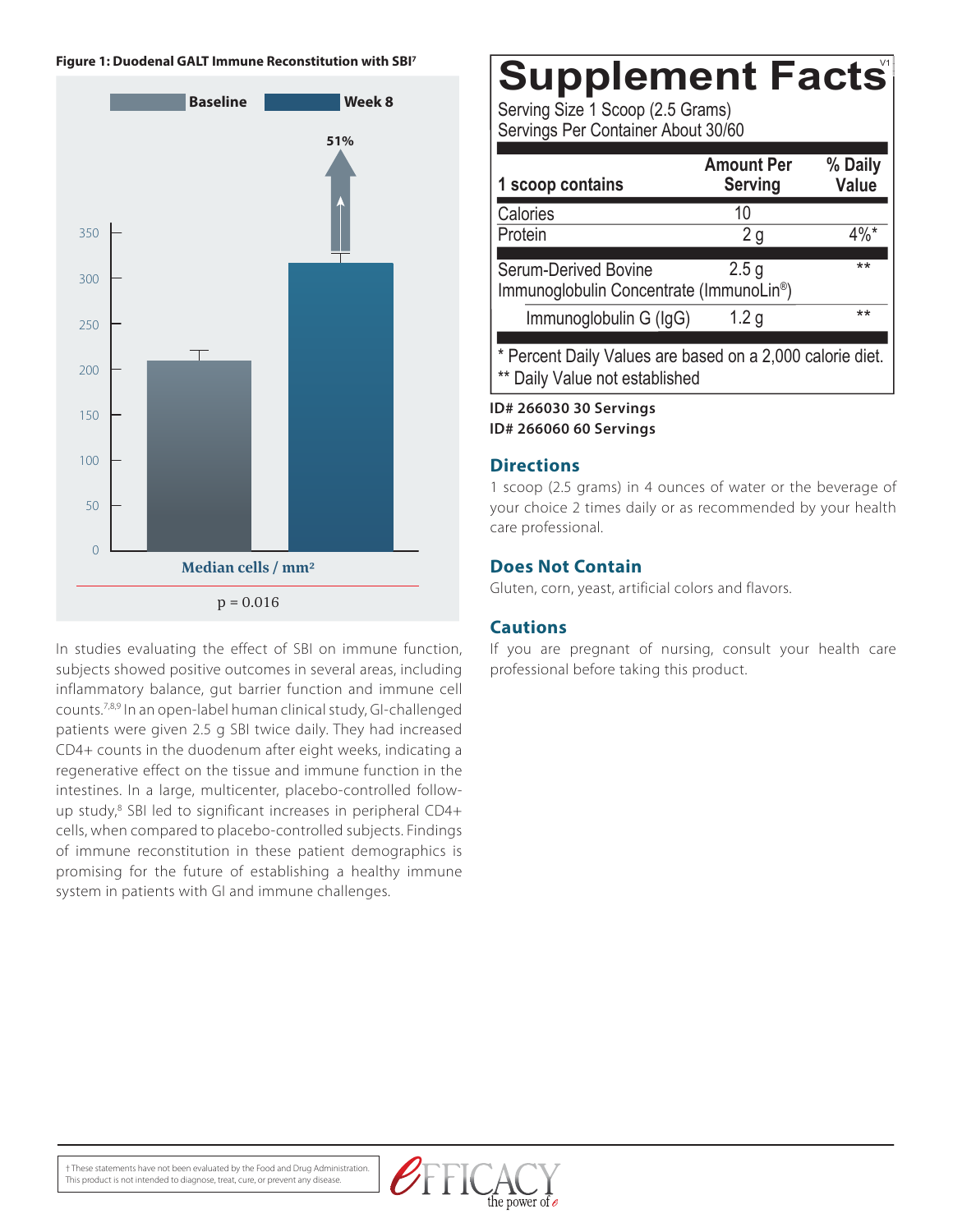**Figure 1: Duodenal GALT Immune Reconstitution with SBI[7]**

Baseline | Week 8

51%

Median cells / mm²

p = 0.016

In studies evaluating the effect of SBI on immune function, subjects showed positive outcomes in several areas, including inflammatory balance, gut barrier function and immune cell counts.[7,8,9] In an open-label human clinical study, GI-challenged patients were given 2.5 g SBI twice daily. They had increased CD4+ counts in the duodenum after eight weeks, indicating a regenerative effect on the tissue and immune function in the intestines. In a large, multicenter, placebo-controlled follow-up study,[8] SBI led to significant increases in peripheral CD4+ cells, when compared to placebo-controlled subjects. Findings of immune reconstitution in these patient demographics is promising for the future of establishing a healthy immune system in patients with GI and immune challenges.

# Supplement Facts

Serving Size 1 Scoop (2.5 Grams)
Servings Per Container About 30/60

| 1 scoop contains | Amount Per Serving | % Daily Value |
|---|---|---|
| Calories | 10 | |
| Protein | 2 g | 4%* |
| Serum-Derived Bovine Immunoglobulin Concentrate (ImmunoLin®) | 2.5 g | ** |
| Immunoglobulin G (IgG) | 1.2 g | ** |

\* Percent Daily Values are based on a 2,000 calorie diet.
** Daily Value not established

**ID# 266030 30 Servings**
**ID# 266060 60 Servings**

## Directions

1 scoop (2.5 grams) in 4 ounces of water or the beverage of your choice 2 times daily or as recommended by your health care professional.

## Does Not Contain

Gluten, corn, yeast, artificial colors and flavors.

## Cautions

If you are pregnant of nursing, consult your health care professional before taking this product.

† These statements have not been evaluated by the Food and Drug Administration. This product is not intended to diagnose, treat, cure, or prevent any disease.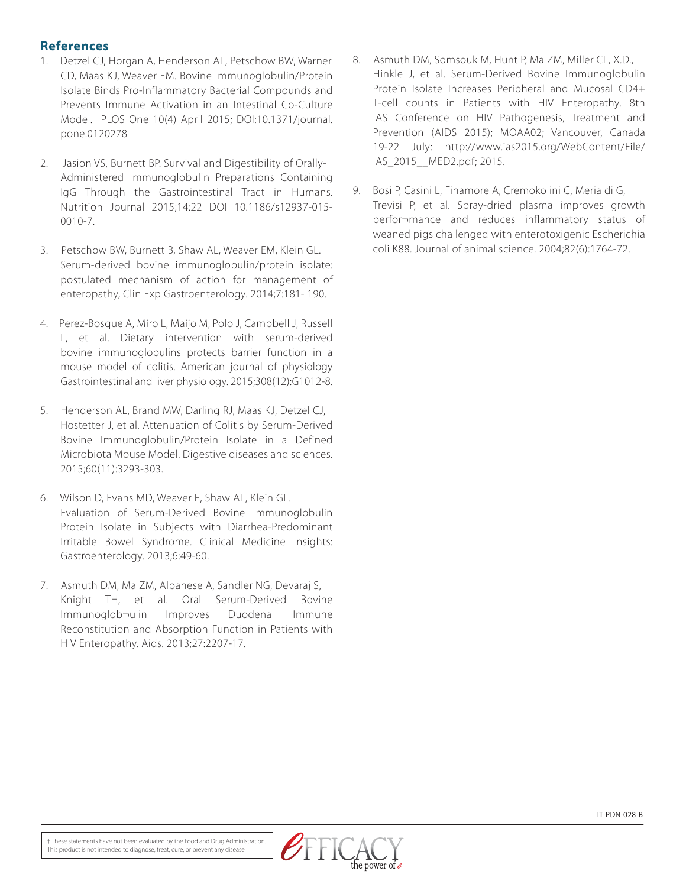## References

1. Detzel CJ, Horgan A, Henderson AL, Petschow BW, Warner CD, Maas KJ, Weaver EM. Bovine Immunoglobulin/Protein Isolate Binds Pro-Inflammatory Bacterial Compounds and Prevents Immune Activation in an Intestinal Co-Culture Model. PLOS One 10(4) April 2015; DOI:10.1371/journal.pone.0120278

2. Jasion VS, Burnett BP. Survival and Digestibility of Orally-Administered Immunoglobulin Preparations Containing IgG Through the Gastrointestinal Tract in Humans. Nutrition Journal 2015;14:22 DOI 10.1186/s12937-015-0010-7.

3. Petschow BW, Burnett B, Shaw AL, Weaver EM, Klein GL. Serum-derived bovine immunoglobulin/protein isolate: postulated mechanism of action for management of enteropathy, Clin Exp Gastroenterology. 2014;7:181- 190.

4. Perez-Bosque A, Miro L, Maijo M, Polo J, Campbell J, Russell L, et al. Dietary intervention with serum-derived bovine immunoglobulins protects barrier function in a mouse model of colitis. American journal of physiology Gastrointestinal and liver physiology. 2015;308(12):G1012-8.

5. Henderson AL, Brand MW, Darling RJ, Maas KJ, Detzel CJ, Hostetter J, et al. Attenuation of Colitis by Serum-Derived Bovine Immunoglobulin/Protein Isolate in a Defined Microbiota Mouse Model. Digestive diseases and sciences. 2015;60(11):3293-303.

6. Wilson D, Evans MD, Weaver E, Shaw AL, Klein GL. Evaluation of Serum-Derived Bovine Immunoglobulin Protein Isolate in Subjects with Diarrhea-Predominant Irritable Bowel Syndrome. Clinical Medicine Insights: Gastroenterology. 2013;6:49-60.

7. Asmuth DM, Ma ZM, Albanese A, Sandler NG, Devaraj S, Knight TH, et al. Oral Serum-Derived Bovine Immunoglob¬ulin Improves Duodenal Immune Reconstitution and Absorption Function in Patients with HIV Enteropathy. Aids. 2013;27:2207-17.

8. Asmuth DM, Somsouk M, Hunt P, Ma ZM, Miller CL, X.D., Hinkle J, et al. Serum-Derived Bovine Immunoglobulin Protein Isolate Increases Peripheral and Mucosal CD4+ T-cell counts in Patients with HIV Enteropathy. 8th IAS Conference on HIV Pathogenesis, Treatment and Prevention (AIDS 2015); MOAA02; Vancouver, Canada 19-22 July: http://www.ias2015.org/WebContent/File/IAS_2015__MED2.pdf; 2015.

9. Bosi P, Casini L, Finamore A, Cremokolini C, Merialdi G, Trevisi P, et al. Spray-dried plasma improves growth perfor¬mance and reduces inflammatory status of weaned pigs challenged with enterotoxigenic Escherichia coli K88. Journal of animal science. 2004;82(6):1764-72.

LT-PDN-028-B

† These statements have not been evaluated by the Food and Drug Administration. This product is not intended to diagnose, treat, cure, or prevent any disease.

eFFICACY
the power of e